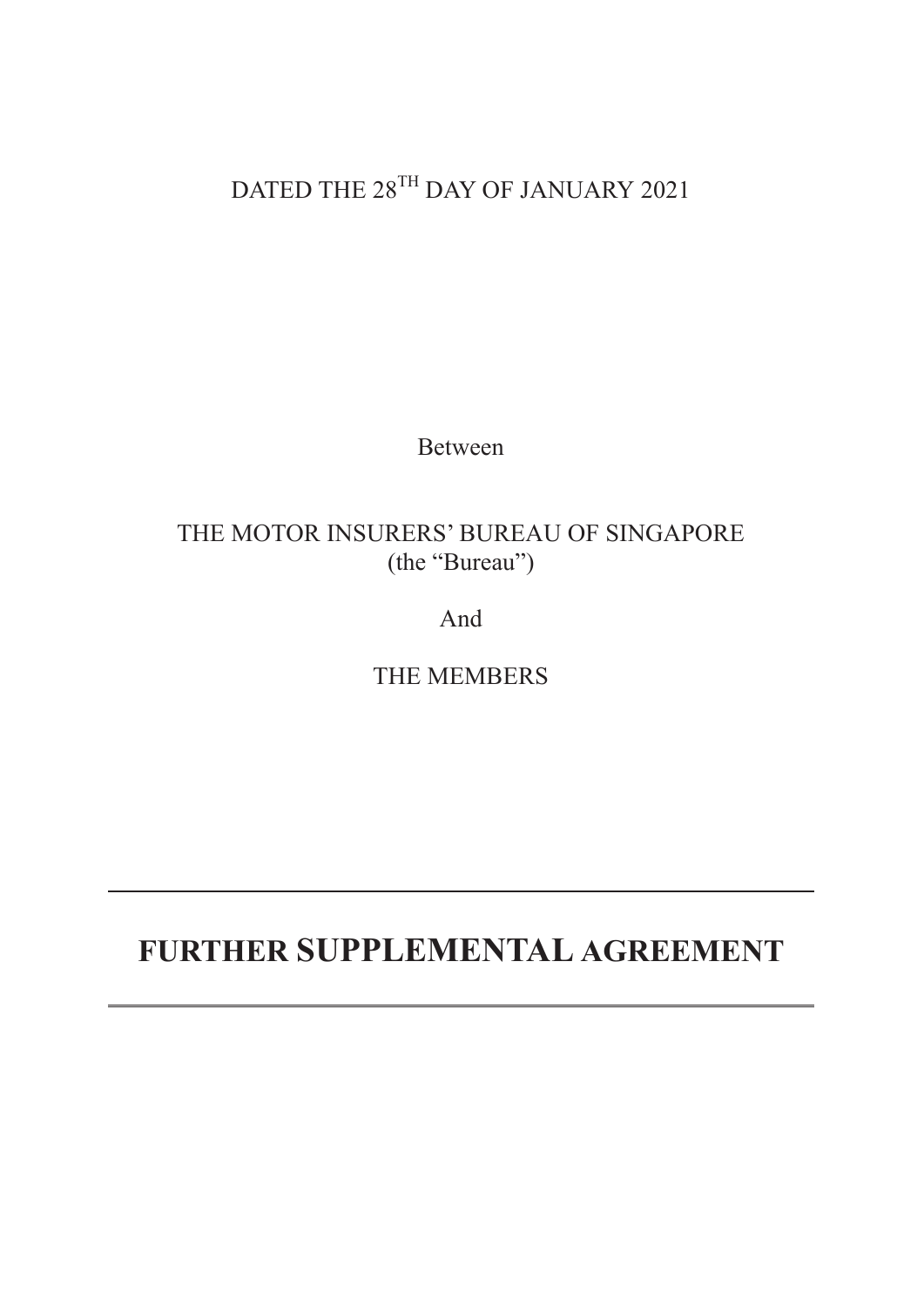DATED THE 28TH DAY OF JANUARY 2021

Between

THE MOTOR INSURERS' BUREAU OF SINGAPORE
(the "Bureau")

And

THE MEMBERS

---

# FURTHER SUPPLEMENTAL AGREEMENT

---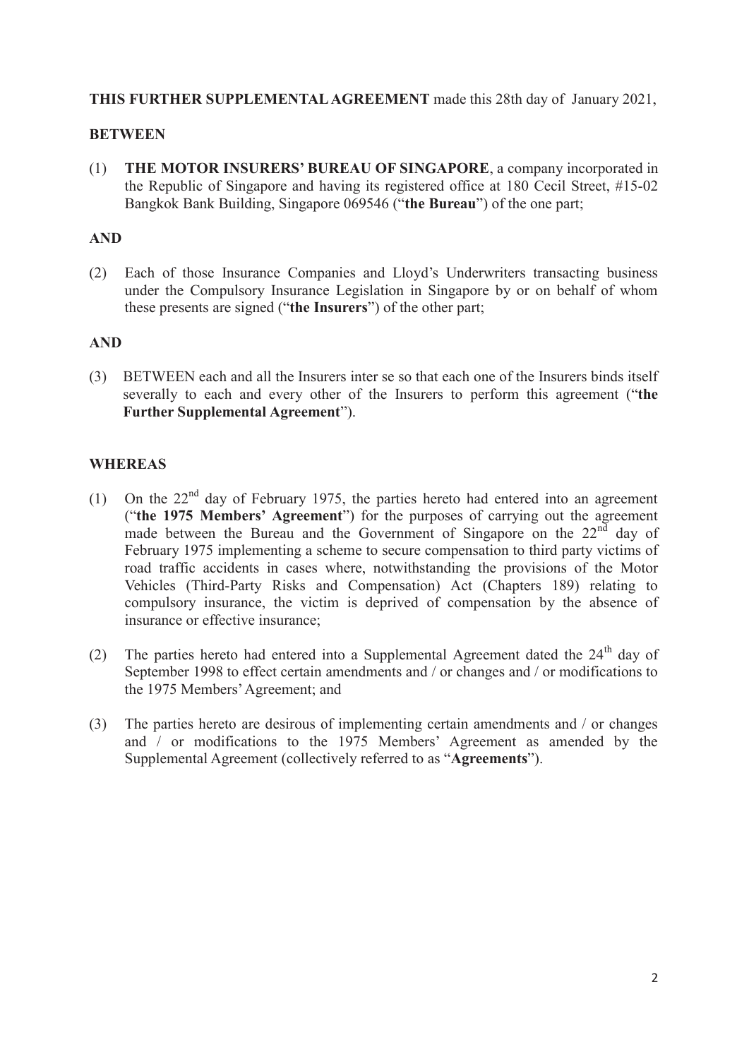**THIS FURTHER SUPPLEMENTAL AGREEMENT** made this 28th day of January 2021,

**BETWEEN**

(1) **THE MOTOR INSURERS' BUREAU OF SINGAPORE**, a company incorporated in the Republic of Singapore and having its registered office at 180 Cecil Street, #15-02 Bangkok Bank Building, Singapore 069546 ("**the Bureau**") of the one part;

**AND**

(2) Each of those Insurance Companies and Lloyd's Underwriters transacting business under the Compulsory Insurance Legislation in Singapore by or on behalf of whom these presents are signed ("**the Insurers**") of the other part;

**AND**

(3) BETWEEN each and all the Insurers inter se so that each one of the Insurers binds itself severally to each and every other of the Insurers to perform this agreement ("**the Further Supplemental Agreement**").

**WHEREAS**

(1) On the 22nd day of February 1975, the parties hereto had entered into an agreement ("**the 1975 Members' Agreement**") for the purposes of carrying out the agreement made between the Bureau and the Government of Singapore on the 22nd day of February 1975 implementing a scheme to secure compensation to third party victims of road traffic accidents in cases where, notwithstanding the provisions of the Motor Vehicles (Third-Party Risks and Compensation) Act (Chapters 189) relating to compulsory insurance, the victim is deprived of compensation by the absence of insurance or effective insurance;

(2) The parties hereto had entered into a Supplemental Agreement dated the 24th day of September 1998 to effect certain amendments and / or changes and / or modifications to the 1975 Members' Agreement; and

(3) The parties hereto are desirous of implementing certain amendments and / or changes and / or modifications to the 1975 Members' Agreement as amended by the Supplemental Agreement (collectively referred to as "**Agreements**").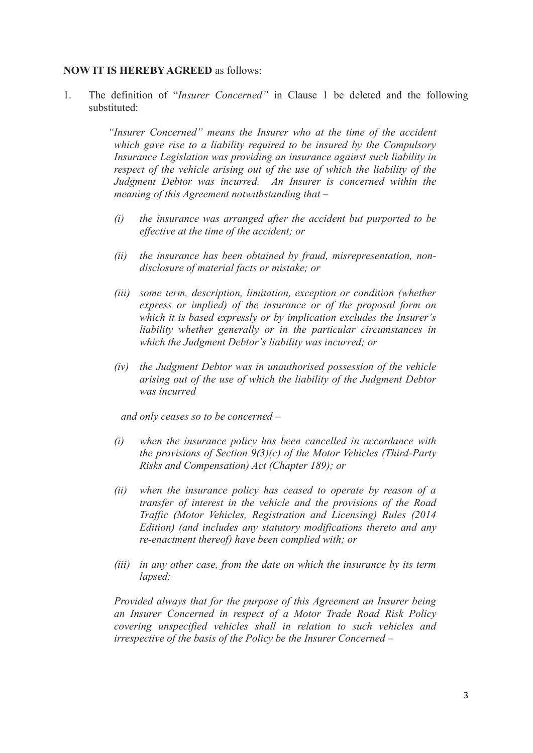**NOW IT IS HEREBY AGREED** as follows:

1. The definition of "*Insurer Concerned"* in Clause 1 be deleted and the following substituted:

   *"Insurer Concerned" means the Insurer who at the time of the accident which gave rise to a liability required to be insured by the Compulsory Insurance Legislation was providing an insurance against such liability in respect of the vehicle arising out of the use of which the liability of the Judgment Debtor was incurred. An Insurer is concerned within the meaning of this Agreement notwithstanding that –*

   *(i) the insurance was arranged after the accident but purported to be effective at the time of the accident; or*

   *(ii) the insurance has been obtained by fraud, misrepresentation, non-disclosure of material facts or mistake; or*

   *(iii) some term, description, limitation, exception or condition (whether express or implied) of the insurance or of the proposal form on which it is based expressly or by implication excludes the Insurer's liability whether generally or in the particular circumstances in which the Judgment Debtor's liability was incurred; or*

   *(iv) the Judgment Debtor was in unauthorised possession of the vehicle arising out of the use of which the liability of the Judgment Debtor was incurred*

   *and only ceases so to be concerned –*

   *(i) when the insurance policy has been cancelled in accordance with the provisions of Section 9(3)(c) of the Motor Vehicles (Third-Party Risks and Compensation) Act (Chapter 189); or*

   *(ii) when the insurance policy has ceased to operate by reason of a transfer of interest in the vehicle and the provisions of the Road Traffic (Motor Vehicles, Registration and Licensing) Rules (2014 Edition) (and includes any statutory modifications thereto and any re-enactment thereof) have been complied with; or*

   *(iii) in any other case, from the date on which the insurance by its term lapsed:*

   *Provided always that for the purpose of this Agreement an Insurer being an Insurer Concerned in respect of a Motor Trade Road Risk Policy covering unspecified vehicles shall in relation to such vehicles and irrespective of the basis of the Policy be the Insurer Concerned –*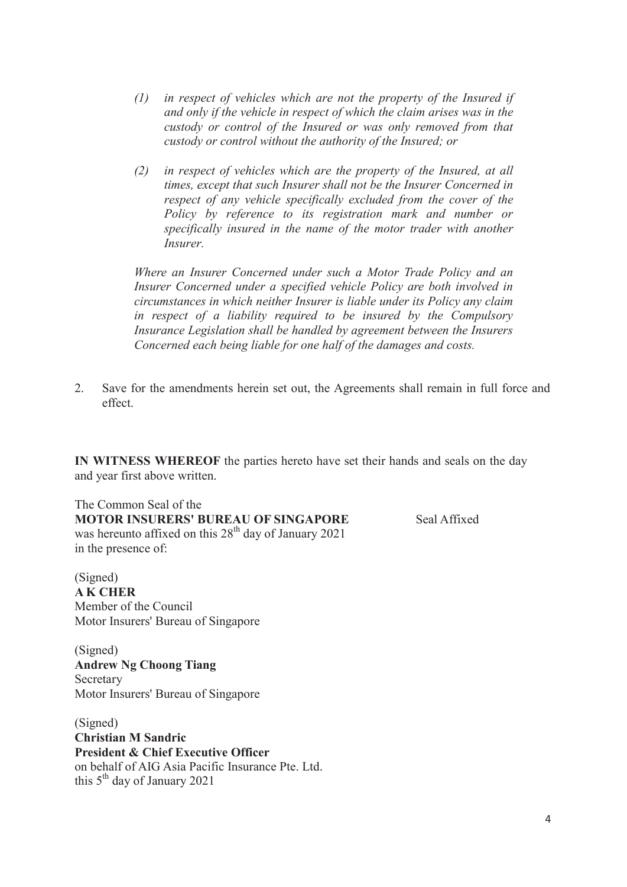*(1) in respect of vehicles which are not the property of the Insured if and only if the vehicle in respect of which the claim arises was in the custody or control of the Insured or was only removed from that custody or control without the authority of the Insured; or*

*(2) in respect of vehicles which are the property of the Insured, at all times, except that such Insurer shall not be the Insurer Concerned in respect of any vehicle specifically excluded from the cover of the Policy by reference to its registration mark and number or specifically insured in the name of the motor trader with another Insurer.*

*Where an Insurer Concerned under such a Motor Trade Policy and an Insurer Concerned under a specified vehicle Policy are both involved in circumstances in which neither Insurer is liable under its Policy any claim in respect of a liability required to be insured by the Compulsory Insurance Legislation shall be handled by agreement between the Insurers Concerned each being liable for one half of the damages and costs.*

2. Save for the amendments herein set out, the Agreements shall remain in full force and effect.

**IN WITNESS WHEREOF** the parties hereto have set their hands and seals on the day and year first above written.

The Common Seal of the
**MOTOR INSURERS' BUREAU OF SINGAPORE** Seal Affixed
was hereunto affixed on this 28th day of January 2021
in the presence of:

(Signed)
**A K CHER**
Member of the Council
Motor Insurers' Bureau of Singapore

(Signed)
**Andrew Ng Choong Tiang**
Secretary
Motor Insurers' Bureau of Singapore

(Signed)
**Christian M Sandric**
**President & Chief Executive Officer**
on behalf of AIG Asia Pacific Insurance Pte. Ltd.
this 5th day of January 2021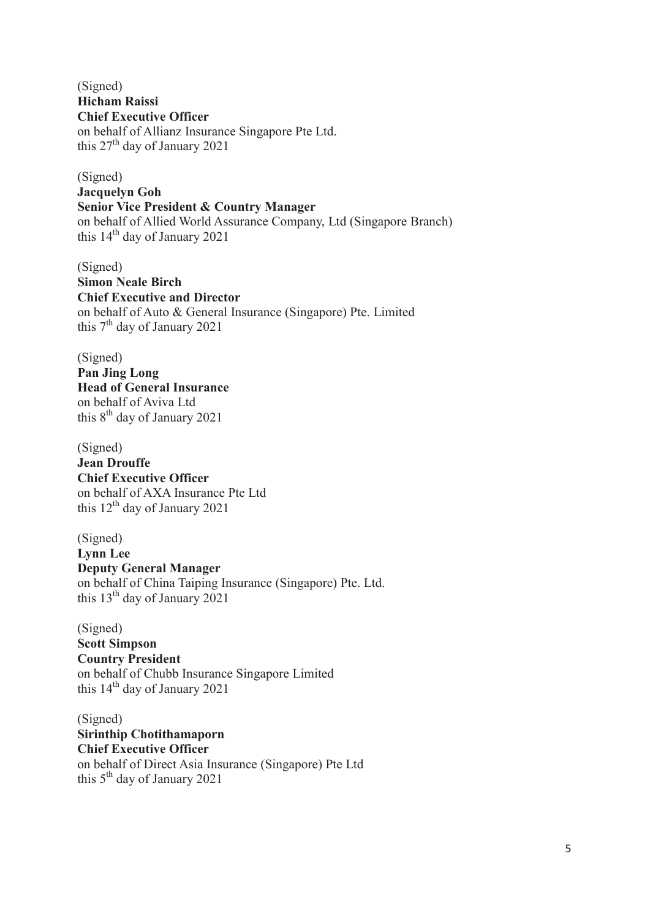(Signed)
**Hicham Raissi**
**Chief Executive Officer**
on behalf of Allianz Insurance Singapore Pte Ltd.
this 27th day of January 2021

(Signed)
**Jacquelyn Goh**
**Senior Vice President & Country Manager**
on behalf of Allied World Assurance Company, Ltd (Singapore Branch)
this 14th day of January 2021

(Signed)
**Simon Neale Birch**
**Chief Executive and Director**
on behalf of Auto & General Insurance (Singapore) Pte. Limited
this 7th day of January 2021

(Signed)
**Pan Jing Long**
**Head of General Insurance**
on behalf of Aviva Ltd
this 8th day of January 2021

(Signed)
**Jean Drouffe**
**Chief Executive Officer**
on behalf of AXA Insurance Pte Ltd
this 12th day of January 2021

(Signed)
**Lynn Lee**
**Deputy General Manager**
on behalf of China Taiping Insurance (Singapore) Pte. Ltd.
this 13th day of January 2021

(Signed)
**Scott Simpson**
**Country President**
on behalf of Chubb Insurance Singapore Limited
this 14th day of January 2021

(Signed)
**Sirinthip Chotithamaporn**
**Chief Executive Officer**
on behalf of Direct Asia Insurance (Singapore) Pte Ltd
this 5th day of January 2021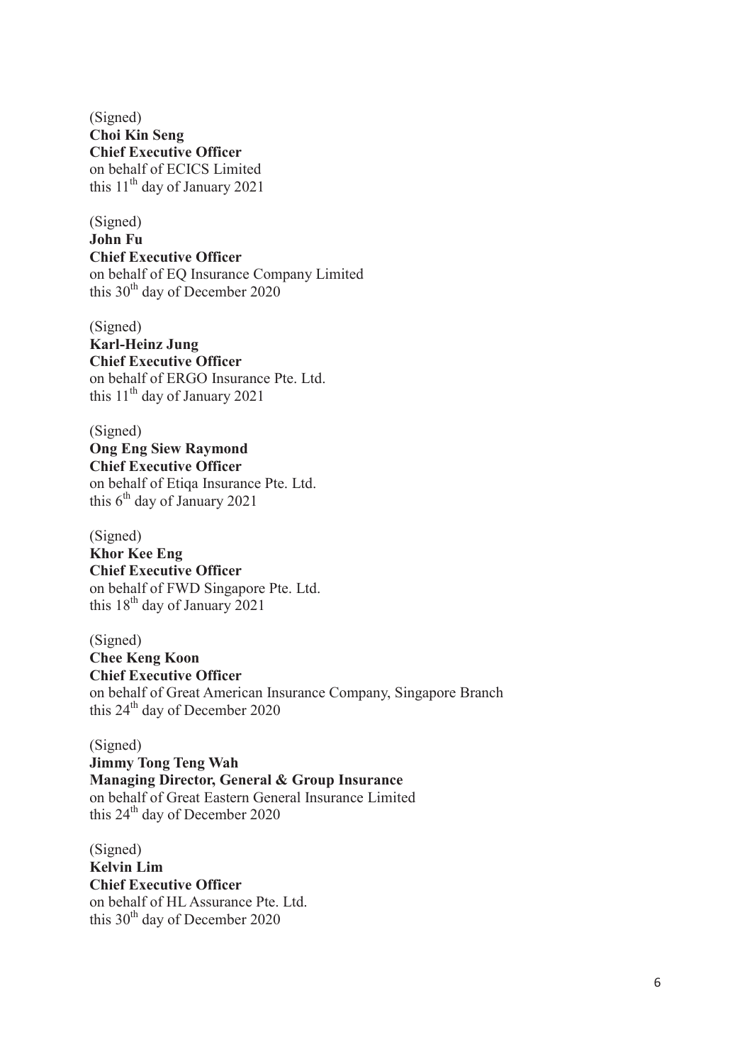(Signed)
**Choi Kin Seng**
**Chief Executive Officer**
on behalf of ECICS Limited
this 11th day of January 2021

(Signed)
**John Fu**
**Chief Executive Officer**
on behalf of EQ Insurance Company Limited
this 30th day of December 2020

(Signed)
**Karl-Heinz Jung**
**Chief Executive Officer**
on behalf of ERGO Insurance Pte. Ltd.
this 11th day of January 2021

(Signed)
**Ong Eng Siew Raymond**
**Chief Executive Officer**
on behalf of Etiqa Insurance Pte. Ltd.
this 6th day of January 2021

(Signed)
**Khor Kee Eng**
**Chief Executive Officer**
on behalf of FWD Singapore Pte. Ltd.
this 18th day of January 2021

(Signed)
**Chee Keng Koon**
**Chief Executive Officer**
on behalf of Great American Insurance Company, Singapore Branch
this 24th day of December 2020

(Signed)
**Jimmy Tong Teng Wah**
**Managing Director, General & Group Insurance**
on behalf of Great Eastern General Insurance Limited
this 24th day of December 2020

(Signed)
**Kelvin Lim**
**Chief Executive Officer**
on behalf of HL Assurance Pte. Ltd.
this 30th day of December 2020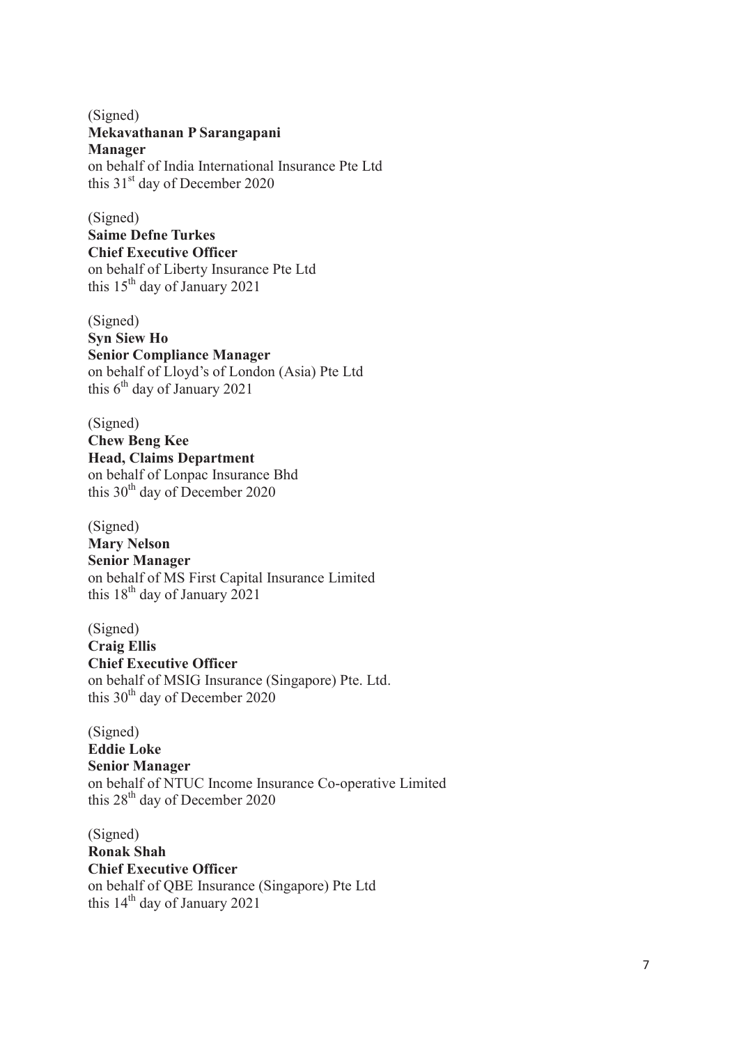(Signed)
**Mekavathanan P Sarangapani**
**Manager**
on behalf of India International Insurance Pte Ltd
this 31st day of December 2020

(Signed)
**Saime Defne Turkes**
**Chief Executive Officer**
on behalf of Liberty Insurance Pte Ltd
this 15th day of January 2021

(Signed)
**Syn Siew Ho**
**Senior Compliance Manager**
on behalf of Lloyd's of London (Asia) Pte Ltd
this 6th day of January 2021

(Signed)
**Chew Beng Kee**
**Head, Claims Department**
on behalf of Lonpac Insurance Bhd
this 30th day of December 2020

(Signed)
**Mary Nelson**
**Senior Manager**
on behalf of MS First Capital Insurance Limited
this 18th day of January 2021

(Signed)
**Craig Ellis**
**Chief Executive Officer**
on behalf of MSIG Insurance (Singapore) Pte. Ltd.
this 30th day of December 2020

(Signed)
**Eddie Loke**
**Senior Manager**
on behalf of NTUC Income Insurance Co-operative Limited
this 28th day of December 2020

(Signed)
**Ronak Shah**
**Chief Executive Officer**
on behalf of QBE Insurance (Singapore) Pte Ltd
this 14th day of January 2021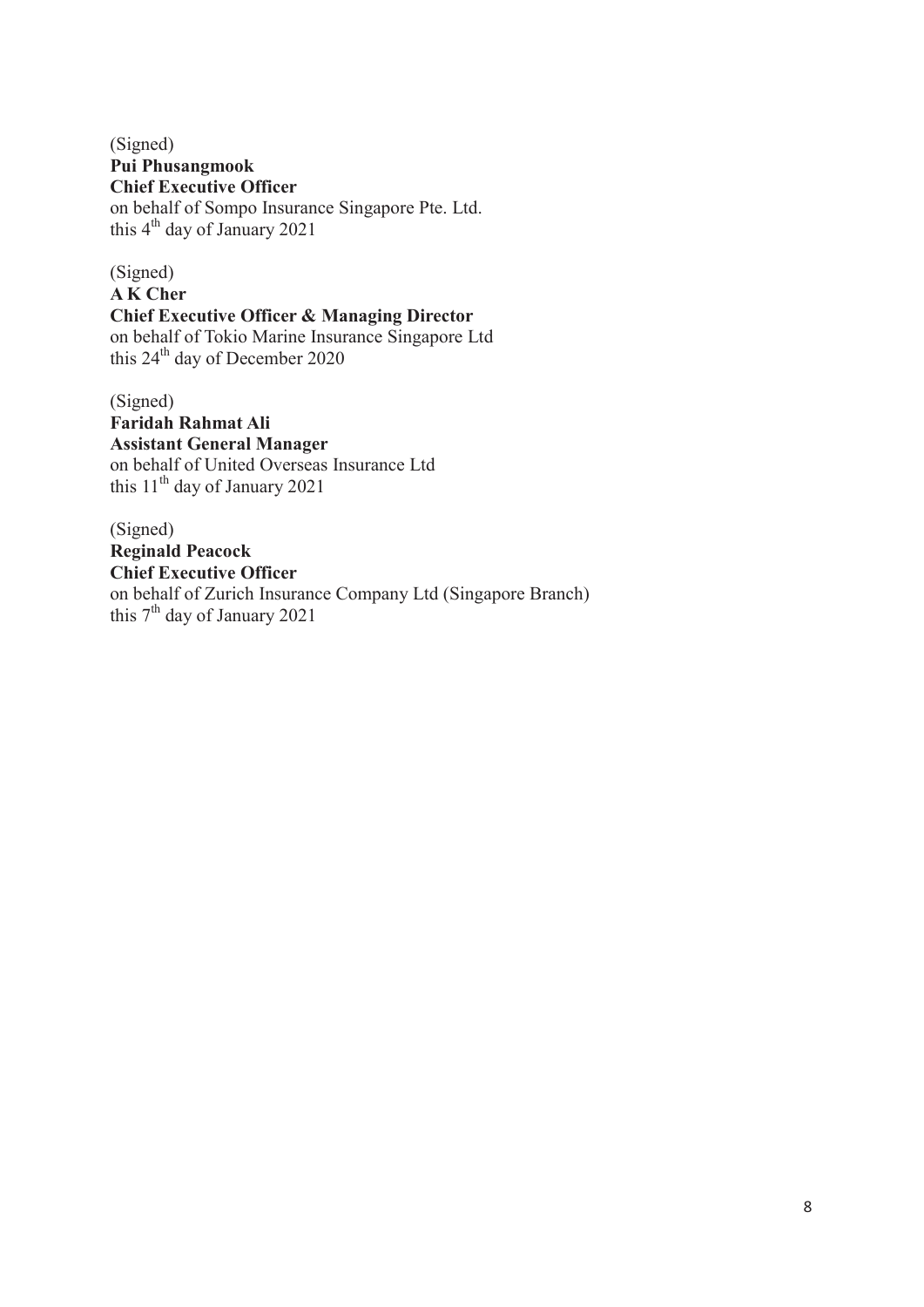(Signed)
**Pui Phusangmook**
**Chief Executive Officer**
on behalf of Sompo Insurance Singapore Pte. Ltd.
this 4th day of January 2021

(Signed)
**A K Cher**
**Chief Executive Officer & Managing Director**
on behalf of Tokio Marine Insurance Singapore Ltd
this 24th day of December 2020

(Signed)
**Faridah Rahmat Ali**
**Assistant General Manager**
on behalf of United Overseas Insurance Ltd
this 11th day of January 2021

(Signed)
**Reginald Peacock**
**Chief Executive Officer**
on behalf of Zurich Insurance Company Ltd (Singapore Branch)
this 7th day of January 2021